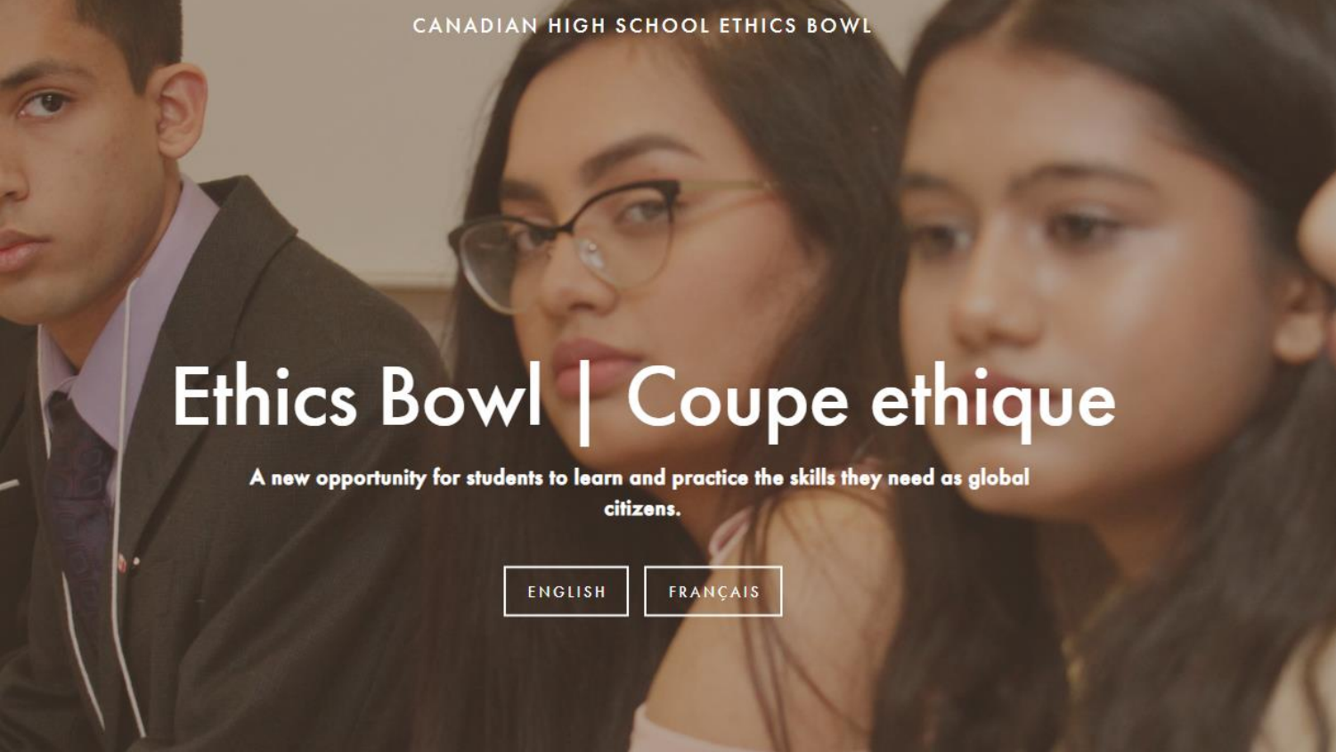CANADIAN HIGH SCHOOL ETHICS BOWL

# Ethics Bowl | Coupe ethique

**A new opportunity for students to learn and practice the skills they need as global citizens.**

ENGLISH FRANÇAIS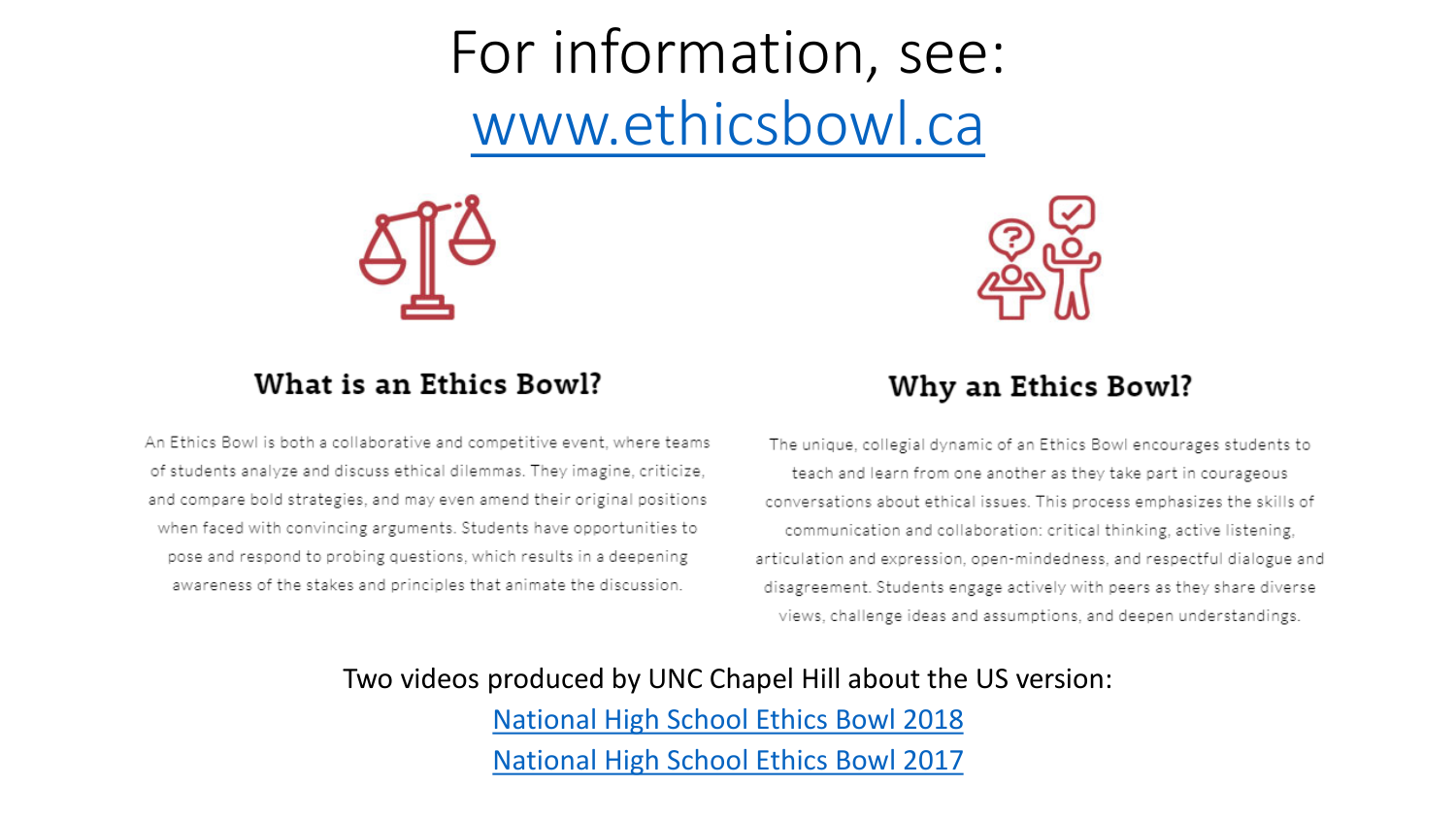# For information, see: [www.ethicsbowl.ca](http://www.ethicsbowl.ca)

## What is an Ethics Bowl?

An Ethics Bowl is both a collaborative and competitive event, where teams of students analyze and discuss ethical dilemmas. They imagine, criticize, and compare bold strategies, and may even amend their original positions when faced with convincing arguments. Students have opportunities to pose and respond to probing questions, which results in a deepening awareness of the stakes and principles that animate the discussion.

## Why an Ethics Bowl?

The unique, collegial dynamic of an Ethics Bowl encourages students to teach and learn from one another as they take part in courageous conversations about ethical issues. This process emphasizes the skills of communication and collaboration: critical thinking, active listening, articulation and expression, open-mindedness, and respectful dialogue and disagreement. Students engage actively with peers as they share diverse views, challenge ideas and assumptions, and deepen understandings.

Two videos produced by UNC Chapel Hill about the US version:

National High School Ethics Bowl 2018

National High School Ethics Bowl 2017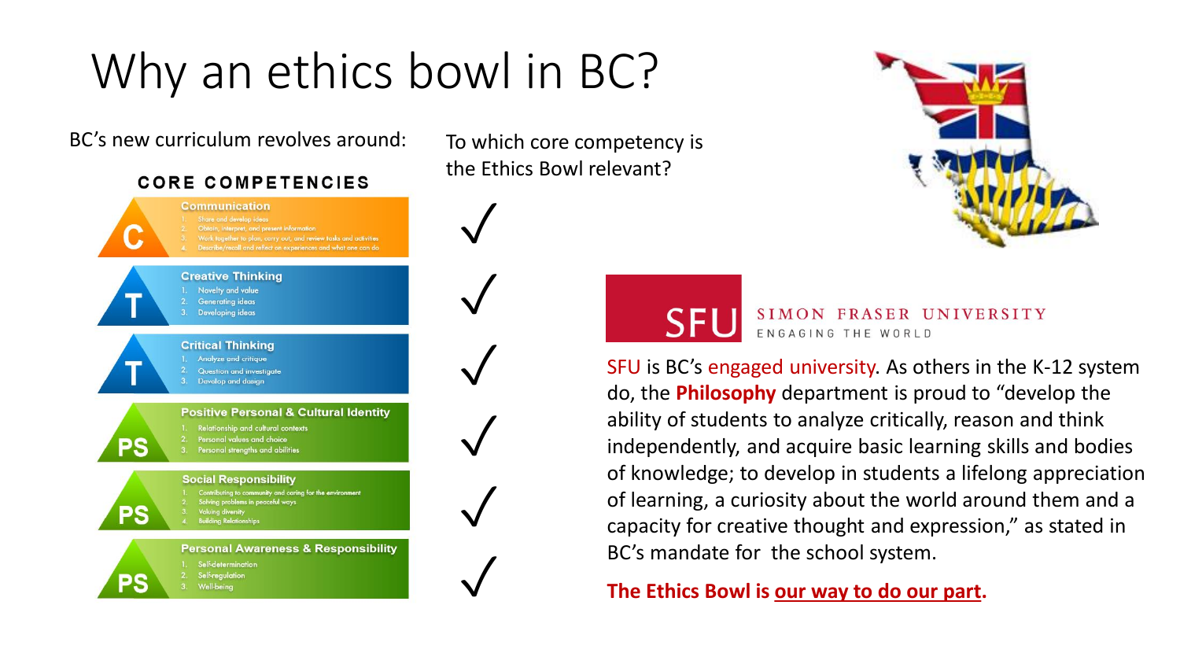# Why an ethics bowl in BC?

BC's new curriculum revolves around:

To which core competency is the Ethics Bowl relevant?

**CORE COMPETENCIES**

| | Core Competency | | Ethics Bowl relevant? |
|---|---|---|---|
| C | **Communication** | 1. Share and develop ideas<br>2. Obtain, interpret, and present information<br>3. Work together to plan, carry out, and review tasks and activities<br>4. Describe/recall and reflect on experiences and what one can do | ✓ |
| T | **Creative Thinking** | 1. Novelty and value<br>2. Generating ideas<br>3. Developing ideas | ✓ |
| T | **Critical Thinking** | 1. Analyze and critique<br>2. Question and investigate<br>3. Develop and design | ✓ |
| PS | **Positive Personal & Cultural Identity** | 1. Relationship and cultural contexts<br>2. Personal values and choice<br>3. Personal strengths and abilities | ✓ |
| PS | **Social Responsibility** | 1. Contributing to community and caring for the environment<br>2. Solving problems in peaceful ways<br>3. Valuing diversity<br>4. Building Relationships | ✓ |
| PS | **Personal Awareness & Responsibility** | 1. Self-determination<br>2. Self-regulation<br>3. Well-being | ✓ |

SFU SIMON FRASER UNIVERSITY
ENGAGING THE WORLD

SFU is BC's engaged university. As others in the K-12 system do, the **Philosophy** department is proud to "develop the ability of students to analyze critically, reason and think independently, and acquire basic learning skills and bodies of knowledge; to develop in students a lifelong appreciation of learning, a curiosity about the world around them and a capacity for creative thought and expression," as stated in BC's mandate for the school system.

**The Ethics Bowl is our way to do our part.**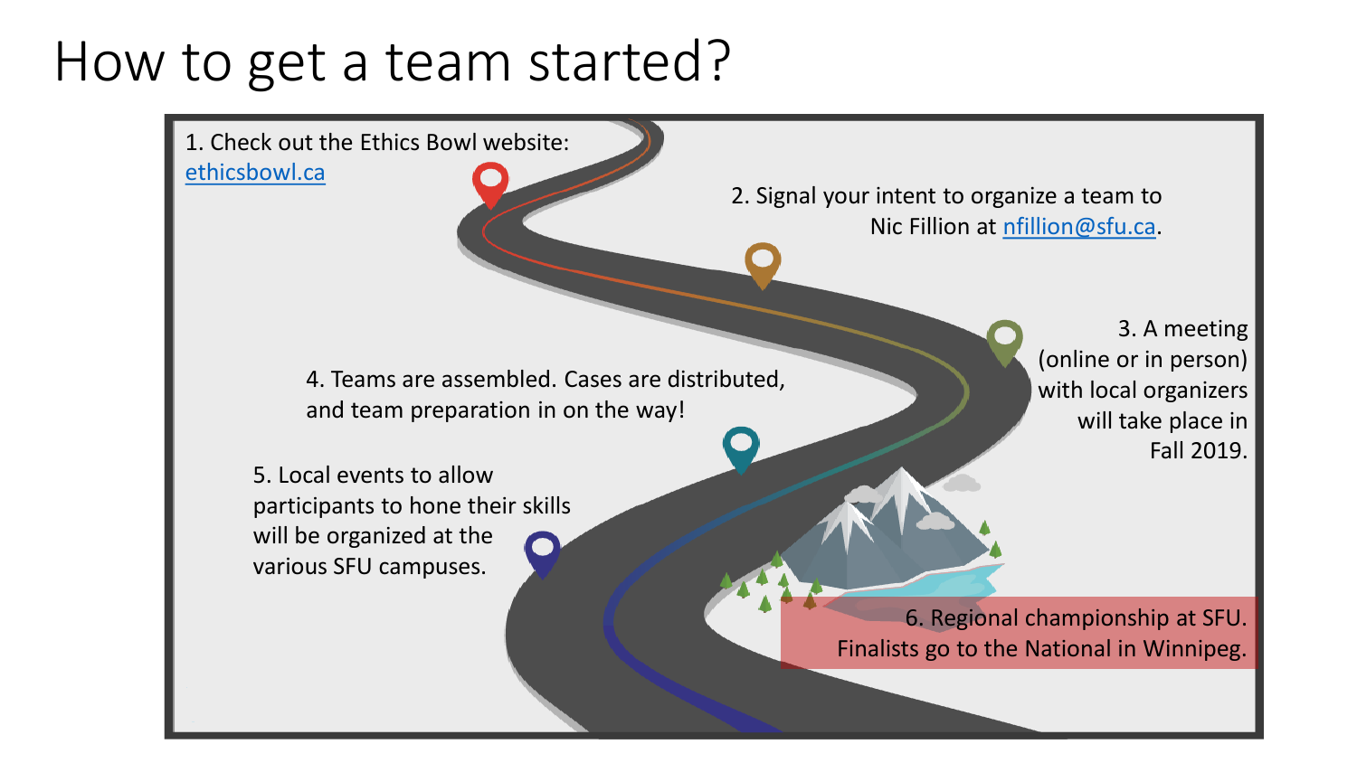# How to get a team started?

1. Check out the Ethics Bowl website: [ethicsbowl.ca](http://ethicsbowl.ca)
2. Signal your intent to organize a team to Nic Fillion at [nfillion@sfu.ca](mailto:nfillion@sfu.ca).
3. A meeting (online or in person) with local organizers will take place in Fall 2019.
4. Teams are assembled. Cases are distributed, and team preparation in on the way!
5. Local events to allow participants to hone their skills will be organized at the various SFU campuses.
6. Regional championship at SFU. Finalists go to the National in Winnipeg.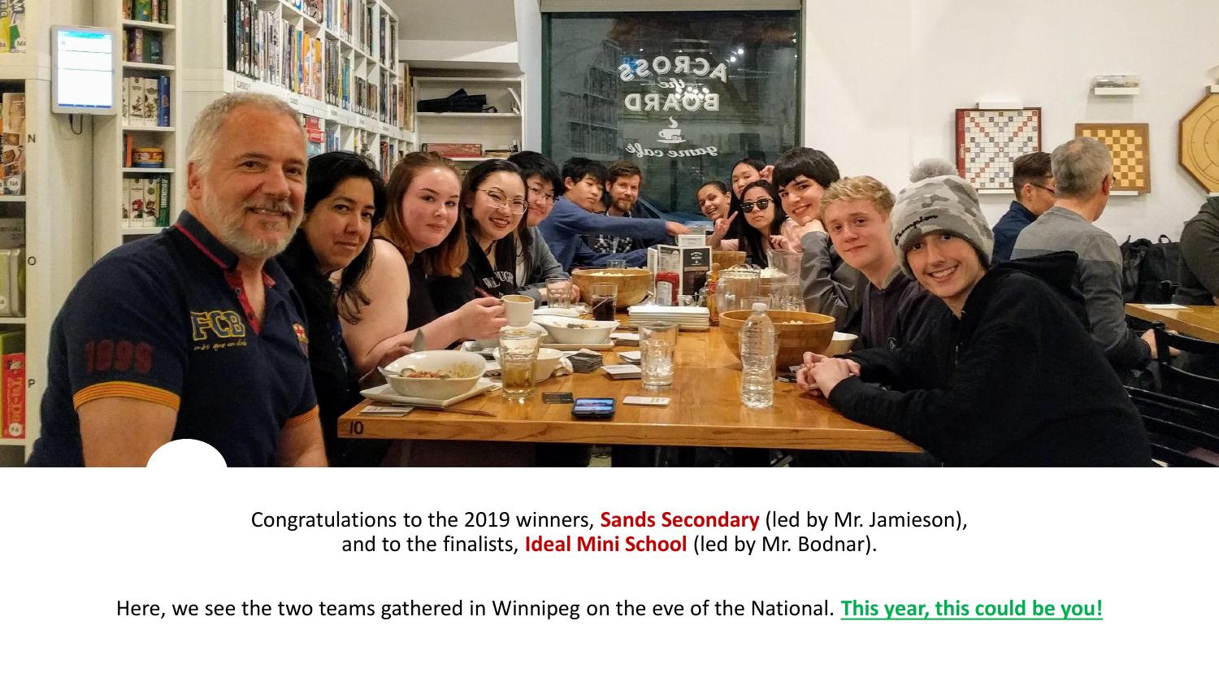Congratulations to the 2019 winners, **Sands Secondary** (led by Mr. Jamieson), and to the finalists, **Ideal Mini School** (led by Mr. Bodnar).

Here, we see the two teams gathered in Winnipeg on the eve of the National. **This year, this could be you!**